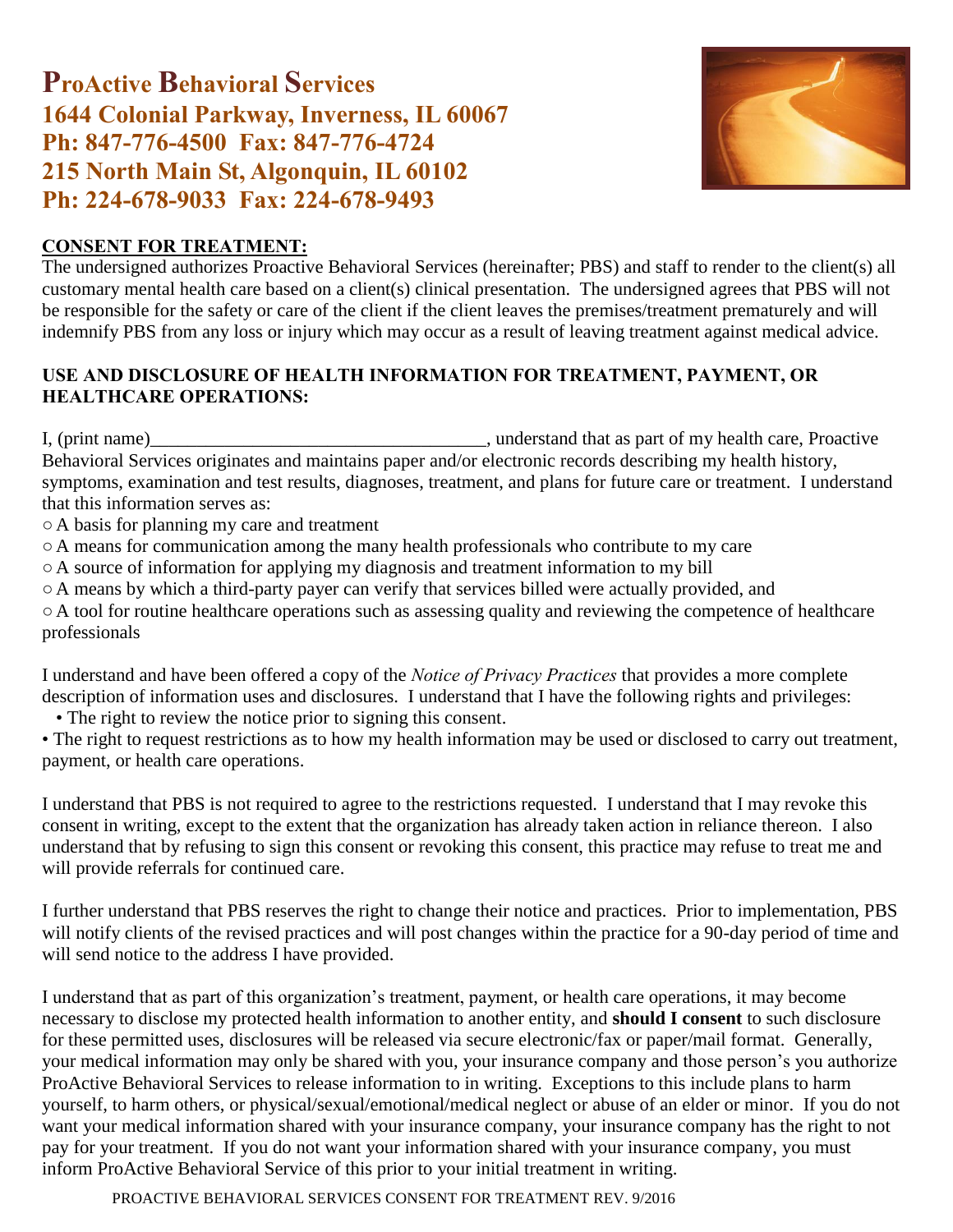# ProActive Behavioral Services

**1644 Colonial Parkway, Inverness, IL 60067**
**Ph: 847-776-4500 Fax: 847-776-4724**
**215 North Main St, Algonquin, IL 60102**
**Ph: 224-678-9033 Fax: 224-678-9493**

## CONSENT FOR TREATMENT:

The undersigned authorizes Proactive Behavioral Services (hereinafter; PBS) and staff to render to the client(s) all customary mental health care based on a client(s) clinical presentation. The undersigned agrees that PBS will not be responsible for the safety or care of the client if the client leaves the premises/treatment prematurely and will indemnify PBS from any loss or injury which may occur as a result of leaving treatment against medical advice.

## USE AND DISCLOSURE OF HEALTH INFORMATION FOR TREATMENT, PAYMENT, OR HEALTHCARE OPERATIONS:

I, (print name)___________________________________, understand that as part of my health care, Proactive Behavioral Services originates and maintains paper and/or electronic records describing my health history, symptoms, examination and test results, diagnoses, treatment, and plans for future care or treatment. I understand that this information serves as:

- A basis for planning my care and treatment
- A means for communication among the many health professionals who contribute to my care
- A source of information for applying my diagnosis and treatment information to my bill
- A means by which a third-party payer can verify that services billed were actually provided, and
- A tool for routine healthcare operations such as assessing quality and reviewing the competence of healthcare professionals

I understand and have been offered a copy of the *Notice of Privacy Practices* that provides a more complete description of information uses and disclosures. I understand that I have the following rights and privileges:

- The right to review the notice prior to signing this consent.
- The right to request restrictions as to how my health information may be used or disclosed to carry out treatment, payment, or health care operations.

I understand that PBS is not required to agree to the restrictions requested. I understand that I may revoke this consent in writing, except to the extent that the organization has already taken action in reliance thereon. I also understand that by refusing to sign this consent or revoking this consent, this practice may refuse to treat me and will provide referrals for continued care.

I further understand that PBS reserves the right to change their notice and practices. Prior to implementation, PBS will notify clients of the revised practices and will post changes within the practice for a 90-day period of time and will send notice to the address I have provided.

I understand that as part of this organization's treatment, payment, or health care operations, it may become necessary to disclose my protected health information to another entity, and **should I consent** to such disclosure for these permitted uses, disclosures will be released via secure electronic/fax or paper/mail format. Generally, your medical information may only be shared with you, your insurance company and those person's you authorize ProActive Behavioral Services to release information to in writing. Exceptions to this include plans to harm yourself, to harm others, or physical/sexual/emotional/medical neglect or abuse of an elder or minor. If you do not want your medical information shared with your insurance company, your insurance company has the right to not pay for your treatment. If you do not want your information shared with your insurance company, you must inform ProActive Behavioral Service of this prior to your initial treatment in writing.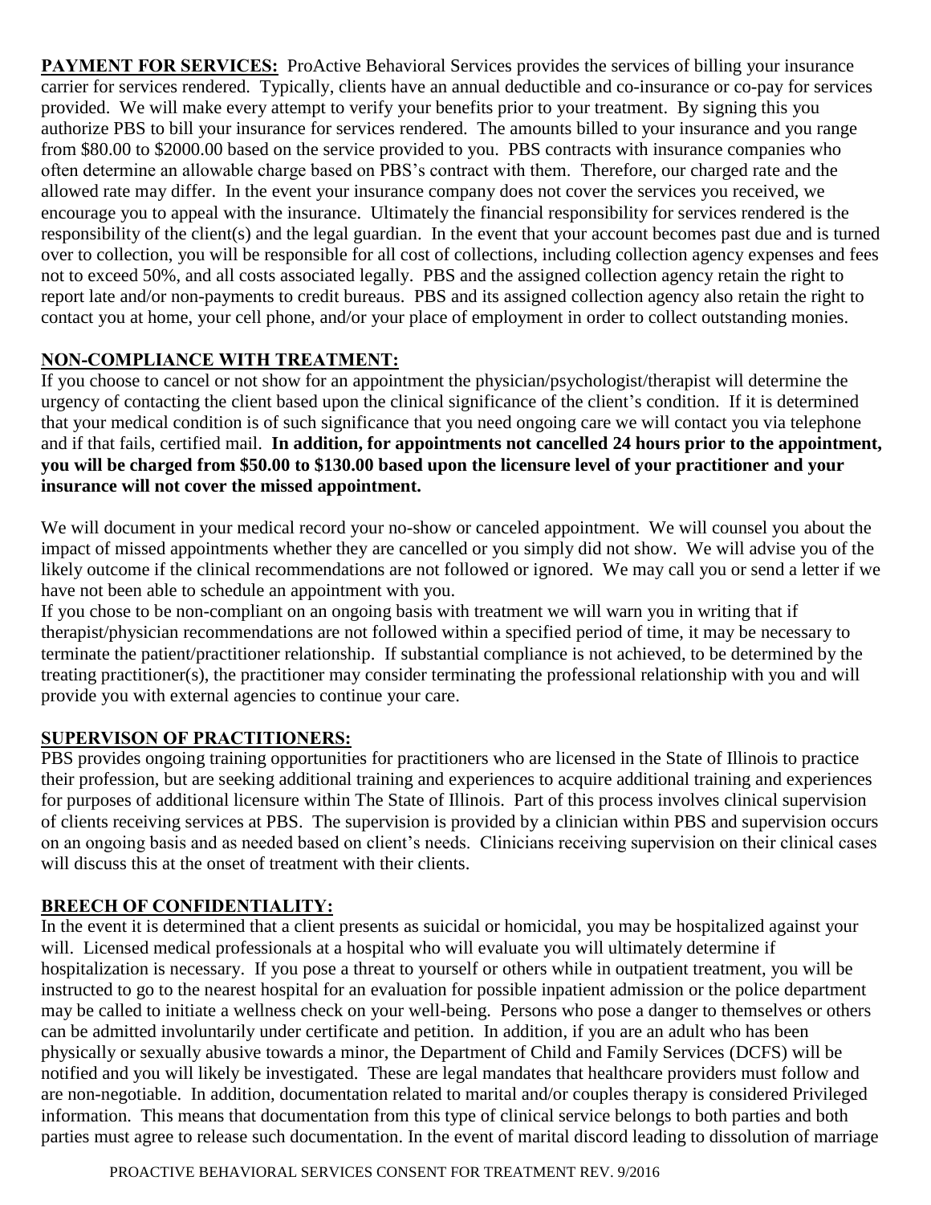**PAYMENT FOR SERVICES:** ProActive Behavioral Services provides the services of billing your insurance carrier for services rendered. Typically, clients have an annual deductible and co-insurance or co-pay for services provided. We will make every attempt to verify your benefits prior to your treatment. By signing this you authorize PBS to bill your insurance for services rendered. The amounts billed to your insurance and you range from $80.00 to $2000.00 based on the service provided to you. PBS contracts with insurance companies who often determine an allowable charge based on PBS's contract with them. Therefore, our charged rate and the allowed rate may differ. In the event your insurance company does not cover the services you received, we encourage you to appeal with the insurance. Ultimately the financial responsibility for services rendered is the responsibility of the client(s) and the legal guardian. In the event that your account becomes past due and is turned over to collection, you will be responsible for all cost of collections, including collection agency expenses and fees not to exceed 50%, and all costs associated legally. PBS and the assigned collection agency retain the right to report late and/or non-payments to credit bureaus. PBS and its assigned collection agency also retain the right to contact you at home, your cell phone, and/or your place of employment in order to collect outstanding monies.

## NON-COMPLIANCE WITH TREATMENT:

If you choose to cancel or not show for an appointment the physician/psychologist/therapist will determine the urgency of contacting the client based upon the clinical significance of the client's condition. If it is determined that your medical condition is of such significance that you need ongoing care we will contact you via telephone and if that fails, certified mail. **In addition, for appointments not cancelled 24 hours prior to the appointment, you will be charged from $50.00 to $130.00 based upon the licensure level of your practitioner and your insurance will not cover the missed appointment.**

We will document in your medical record your no-show or canceled appointment. We will counsel you about the impact of missed appointments whether they are cancelled or you simply did not show. We will advise you of the likely outcome if the clinical recommendations are not followed or ignored. We may call you or send a letter if we have not been able to schedule an appointment with you.

If you chose to be non-compliant on an ongoing basis with treatment we will warn you in writing that if therapist/physician recommendations are not followed within a specified period of time, it may be necessary to terminate the patient/practitioner relationship. If substantial compliance is not achieved, to be determined by the treating practitioner(s), the practitioner may consider terminating the professional relationship with you and will provide you with external agencies to continue your care.

## SUPERVISON OF PRACTITIONERS:

PBS provides ongoing training opportunities for practitioners who are licensed in the State of Illinois to practice their profession, but are seeking additional training and experiences to acquire additional training and experiences for purposes of additional licensure within The State of Illinois. Part of this process involves clinical supervision of clients receiving services at PBS. The supervision is provided by a clinician within PBS and supervision occurs on an ongoing basis and as needed based on client's needs. Clinicians receiving supervision on their clinical cases will discuss this at the onset of treatment with their clients.

## BREECH OF CONFIDENTIALITY:

In the event it is determined that a client presents as suicidal or homicidal, you may be hospitalized against your will. Licensed medical professionals at a hospital who will evaluate you will ultimately determine if hospitalization is necessary. If you pose a threat to yourself or others while in outpatient treatment, you will be instructed to go to the nearest hospital for an evaluation for possible inpatient admission or the police department may be called to initiate a wellness check on your well-being. Persons who pose a danger to themselves or others can be admitted involuntarily under certificate and petition. In addition, if you are an adult who has been physically or sexually abusive towards a minor, the Department of Child and Family Services (DCFS) will be notified and you will likely be investigated. These are legal mandates that healthcare providers must follow and are non-negotiable. In addition, documentation related to marital and/or couples therapy is considered Privileged information. This means that documentation from this type of clinical service belongs to both parties and both parties must agree to release such documentation. In the event of marital discord leading to dissolution of marriage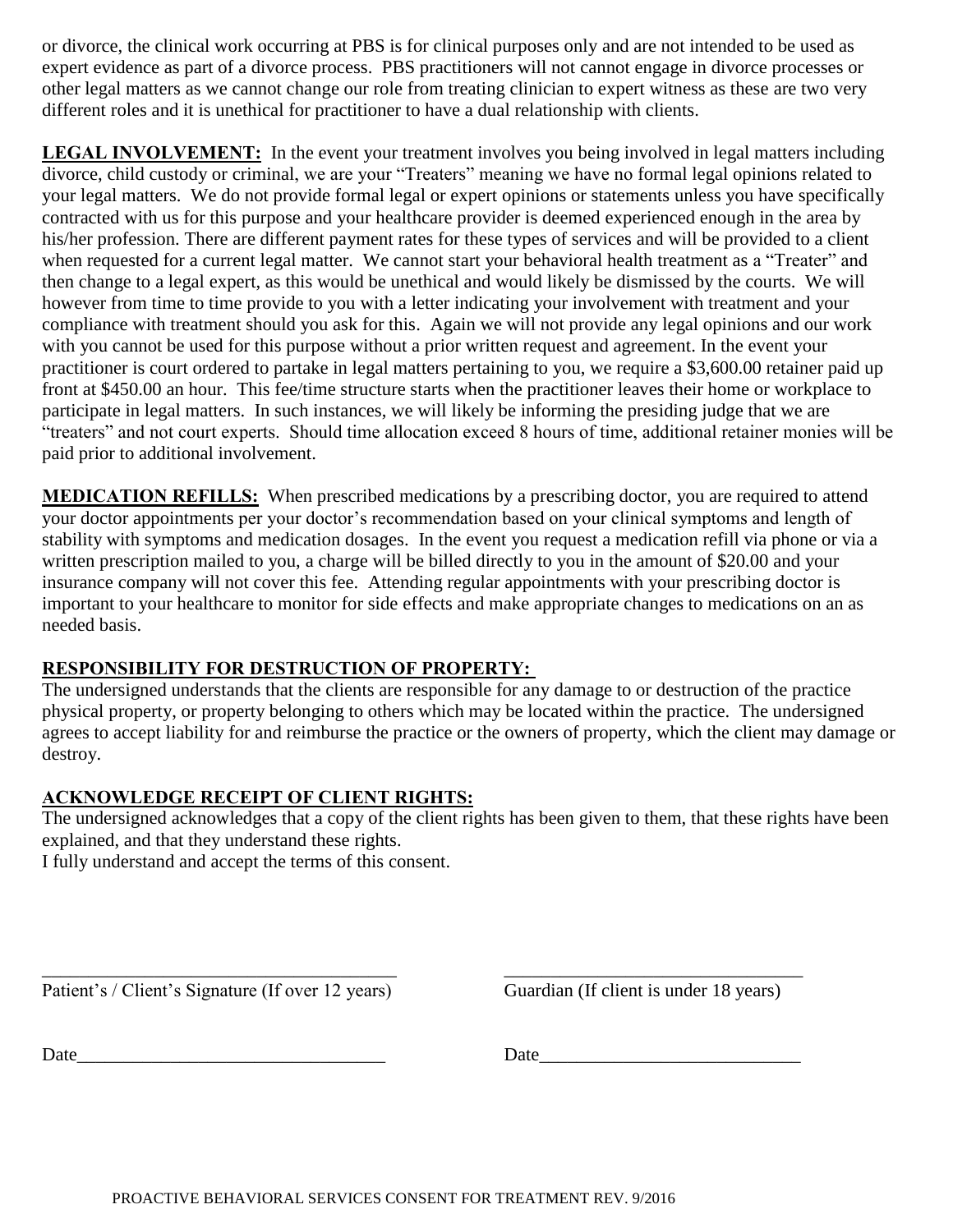or divorce, the clinical work occurring at PBS is for clinical purposes only and are not intended to be used as expert evidence as part of a divorce process. PBS practitioners will not cannot engage in divorce processes or other legal matters as we cannot change our role from treating clinician to expert witness as these are two very different roles and it is unethical for practitioner to have a dual relationship with clients.

**LEGAL INVOLVEMENT:** In the event your treatment involves you being involved in legal matters including divorce, child custody or criminal, we are your "Treaters" meaning we have no formal legal opinions related to your legal matters. We do not provide formal legal or expert opinions or statements unless you have specifically contracted with us for this purpose and your healthcare provider is deemed experienced enough in the area by his/her profession. There are different payment rates for these types of services and will be provided to a client when requested for a current legal matter. We cannot start your behavioral health treatment as a "Treater" and then change to a legal expert, as this would be unethical and would likely be dismissed by the courts. We will however from time to time provide to you with a letter indicating your involvement with treatment and your compliance with treatment should you ask for this. Again we will not provide any legal opinions and our work with you cannot be used for this purpose without a prior written request and agreement. In the event your practitioner is court ordered to partake in legal matters pertaining to you, we require a $3,600.00 retainer paid up front at $450.00 an hour. This fee/time structure starts when the practitioner leaves their home or workplace to participate in legal matters. In such instances, we will likely be informing the presiding judge that we are "treaters" and not court experts. Should time allocation exceed 8 hours of time, additional retainer monies will be paid prior to additional involvement.

**MEDICATION REFILLS:** When prescribed medications by a prescribing doctor, you are required to attend your doctor appointments per your doctor's recommendation based on your clinical symptoms and length of stability with symptoms and medication dosages. In the event you request a medication refill via phone or via a written prescription mailed to you, a charge will be billed directly to you in the amount of $20.00 and your insurance company will not cover this fee. Attending regular appointments with your prescribing doctor is important to your healthcare to monitor for side effects and make appropriate changes to medications on an as needed basis.

**RESPONSIBILITY FOR DESTRUCTION OF PROPERTY:**

The undersigned understands that the clients are responsible for any damage to or destruction of the practice physical property, or property belonging to others which may be located within the practice. The undersigned agrees to accept liability for and reimburse the practice or the owners of property, which the client may damage or destroy.

**ACKNOWLEDGE RECEIPT OF CLIENT RIGHTS:**

The undersigned acknowledges that a copy of the client rights has been given to them, that these rights have been explained, and that they understand these rights.

I fully understand and accept the terms of this consent.

______________________________________ ______________________________________

Patient's / Client's Signature (If over 12 years) Guardian (If client is under 18 years)

Date_________________________________ Date____________________________

PROACTIVE BEHAVIORAL SERVICES CONSENT FOR TREATMENT REV. 9/2016